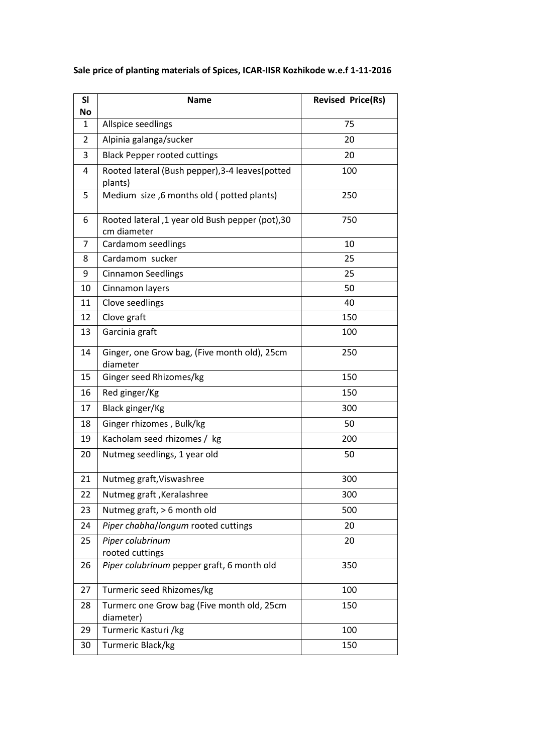**Sale price of planting materials of Spices, ICAR-IISR Kozhikode w.e.f 1-11-2016**

| Sl No | Name | Revised Price(Rs) |
|---|---|---|
| 1 | Allspice seedlings | 75 |
| 2 | Alpinia galanga/sucker | 20 |
| 3 | Black Pepper rooted cuttings | 20 |
| 4 | Rooted lateral (Bush pepper),3-4 leaves(potted plants) | 100 |
| 5 | Medium size ,6 months old ( potted plants) | 250 |
| 6 | Rooted lateral ,1 year old Bush pepper (pot),30 cm diameter | 750 |
| 7 | Cardamom seedlings | 10 |
| 8 | Cardamom sucker | 25 |
| 9 | Cinnamon Seedlings | 25 |
| 10 | Cinnamon layers | 50 |
| 11 | Clove seedlings | 40 |
| 12 | Clove graft | 150 |
| 13 | Garcinia graft | 100 |
| 14 | Ginger, one Grow bag, (Five month old), 25cm diameter | 250 |
| 15 | Ginger seed Rhizomes/kg | 150 |
| 16 | Red ginger/Kg | 150 |
| 17 | Black ginger/Kg | 300 |
| 18 | Ginger rhizomes , Bulk/kg | 50 |
| 19 | Kacholam seed rhizomes / kg | 200 |
| 20 | Nutmeg seedlings, 1 year old | 50 |
| 21 | Nutmeg graft,Viswashree | 300 |
| 22 | Nutmeg graft ,Keralashree | 300 |
| 23 | Nutmeg graft, > 6 month old | 500 |
| 24 | *Piper chabha*/*longum* rooted cuttings | 20 |
| 25 | *Piper colubrinum* rooted cuttings | 20 |
| 26 | *Piper colubrinum* pepper graft, 6 month old | 350 |
| 27 | Turmeric seed Rhizomes/kg | 100 |
| 28 | Turmerc one Grow bag (Five month old, 25cm diameter) | 150 |
| 29 | Turmeric Kasturi /kg | 100 |
| 30 | Turmeric Black/kg | 150 |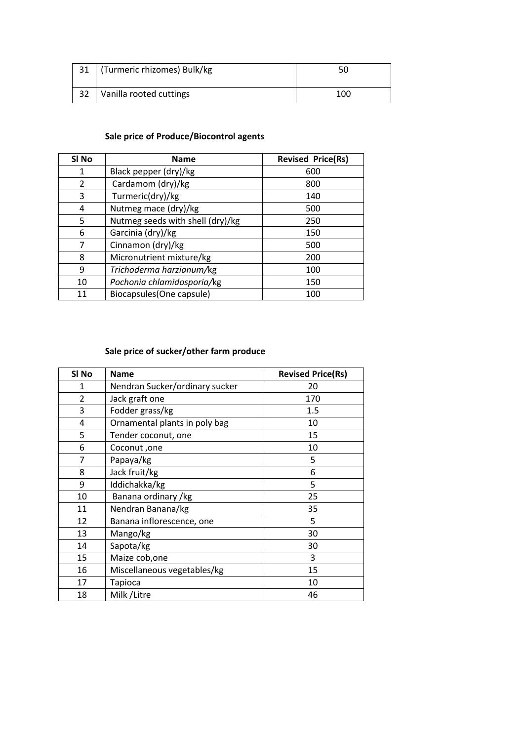| | | |
|---|---|---|
| 31 | (Turmeric rhizomes) Bulk/kg | 50 |
| 32 | Vanilla rooted cuttings | 100 |

**Sale price of Produce/Biocontrol agents**

| Sl No | Name | Revised Price(Rs) |
|---|---|---|
| 1 | Black pepper (dry)/kg | 600 |
| 2 | Cardamom (dry)/kg | 800 |
| 3 | Turmeric(dry)/kg | 140 |
| 4 | Nutmeg mace (dry)/kg | 500 |
| 5 | Nutmeg seeds with shell (dry)/kg | 250 |
| 6 | Garcinia (dry)/kg | 150 |
| 7 | Cinnamon (dry)/kg | 500 |
| 8 | Micronutrient mixture/kg | 200 |
| 9 | *Trichoderma harzianum/*kg | 100 |
| 10 | *Pochonia chlamidosporia/*kg | 150 |
| 11 | Biocapsules(One capsule) | 100 |

**Sale price of sucker/other farm produce**

| Sl No | Name | Revised Price(Rs) |
|---|---|---|
| 1 | Nendran Sucker/ordinary sucker | 20 |
| 2 | Jack graft one | 170 |
| 3 | Fodder grass/kg | 1.5 |
| 4 | Ornamental plants in poly bag | 10 |
| 5 | Tender coconut, one | 15 |
| 6 | Coconut ,one | 10 |
| 7 | Papaya/kg | 5 |
| 8 | Jack fruit/kg | 6 |
| 9 | Iddichakka/kg | 5 |
| 10 | Banana ordinary /kg | 25 |
| 11 | Nendran Banana/kg | 35 |
| 12 | Banana inflorescence, one | 5 |
| 13 | Mango/kg | 30 |
| 14 | Sapota/kg | 30 |
| 15 | Maize cob,one | 3 |
| 16 | Miscellaneous vegetables/kg | 15 |
| 17 | Tapioca | 10 |
| 18 | Milk /Litre | 46 |